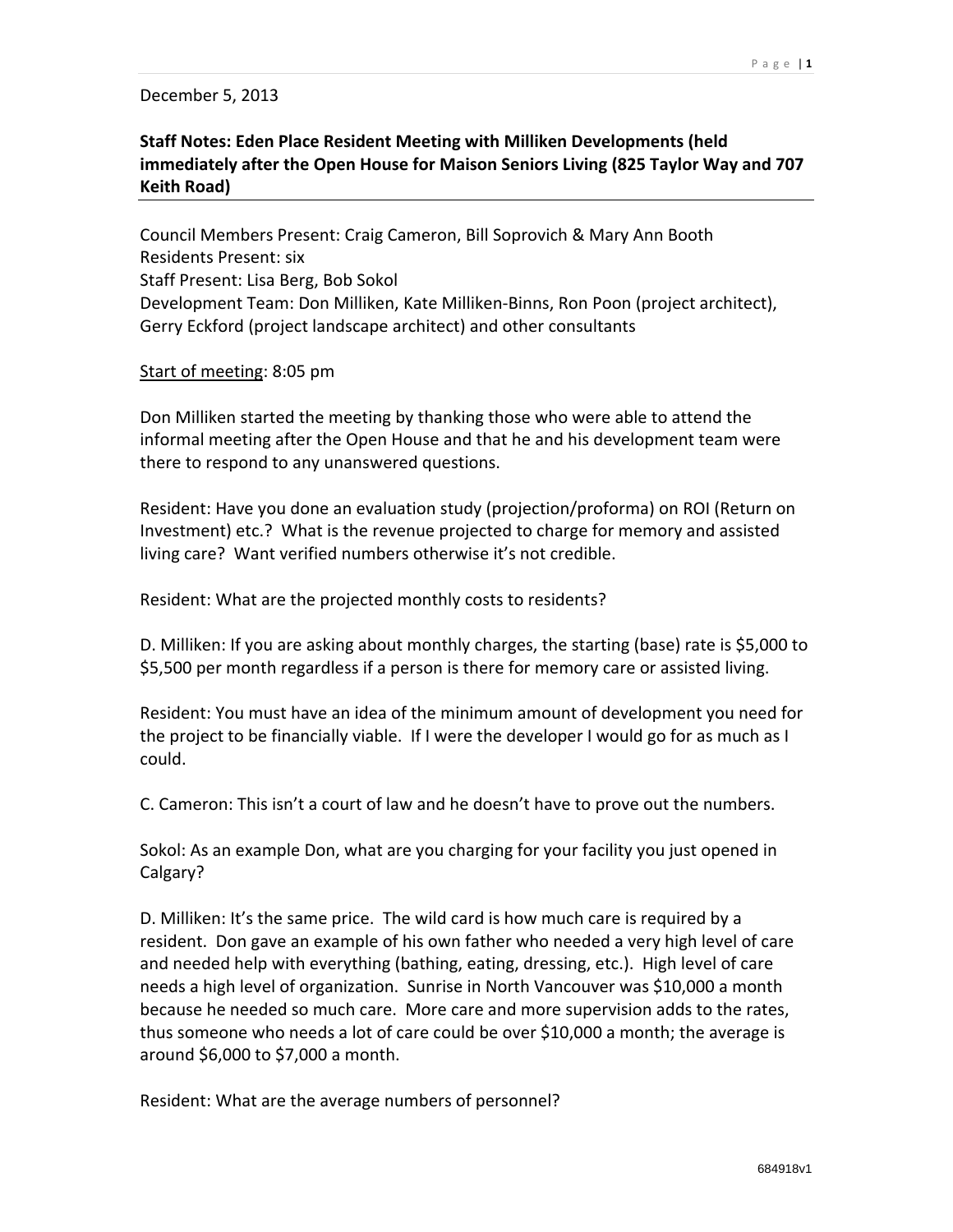December 5, 2013

**Staff Notes: Eden Place Resident Meeting with Milliken Developments (held immediately after the Open House for Maison Seniors Living (825 Taylor Way and 707 Keith Road)**

Council Members Present: Craig Cameron, Bill Soprovich & Mary Ann Booth
Residents Present: six
Staff Present: Lisa Berg, Bob Sokol
Development Team: Don Milliken, Kate Milliken-Binns, Ron Poon (project architect), Gerry Eckford (project landscape architect) and other consultants

<u>Start of meeting</u>: 8:05 pm

Don Milliken started the meeting by thanking those who were able to attend the informal meeting after the Open House and that he and his development team were there to respond to any unanswered questions.

Resident: Have you done an evaluation study (projection/proforma) on ROI (Return on Investment) etc.? What is the revenue projected to charge for memory and assisted living care? Want verified numbers otherwise it's not credible.

Resident: What are the projected monthly costs to residents?

D. Milliken: If you are asking about monthly charges, the starting (base) rate is $5,000 to $5,500 per month regardless if a person is there for memory care or assisted living.

Resident: You must have an idea of the minimum amount of development you need for the project to be financially viable. If I were the developer I would go for as much as I could.

C. Cameron: This isn't a court of law and he doesn't have to prove out the numbers.

Sokol: As an example Don, what are you charging for your facility you just opened in Calgary?

D. Milliken: It's the same price. The wild card is how much care is required by a resident. Don gave an example of his own father who needed a very high level of care and needed help with everything (bathing, eating, dressing, etc.). High level of care needs a high level of organization. Sunrise in North Vancouver was $10,000 a month because he needed so much care. More care and more supervision adds to the rates, thus someone who needs a lot of care could be over $10,000 a month; the average is around $6,000 to $7,000 a month.

Resident: What are the average numbers of personnel?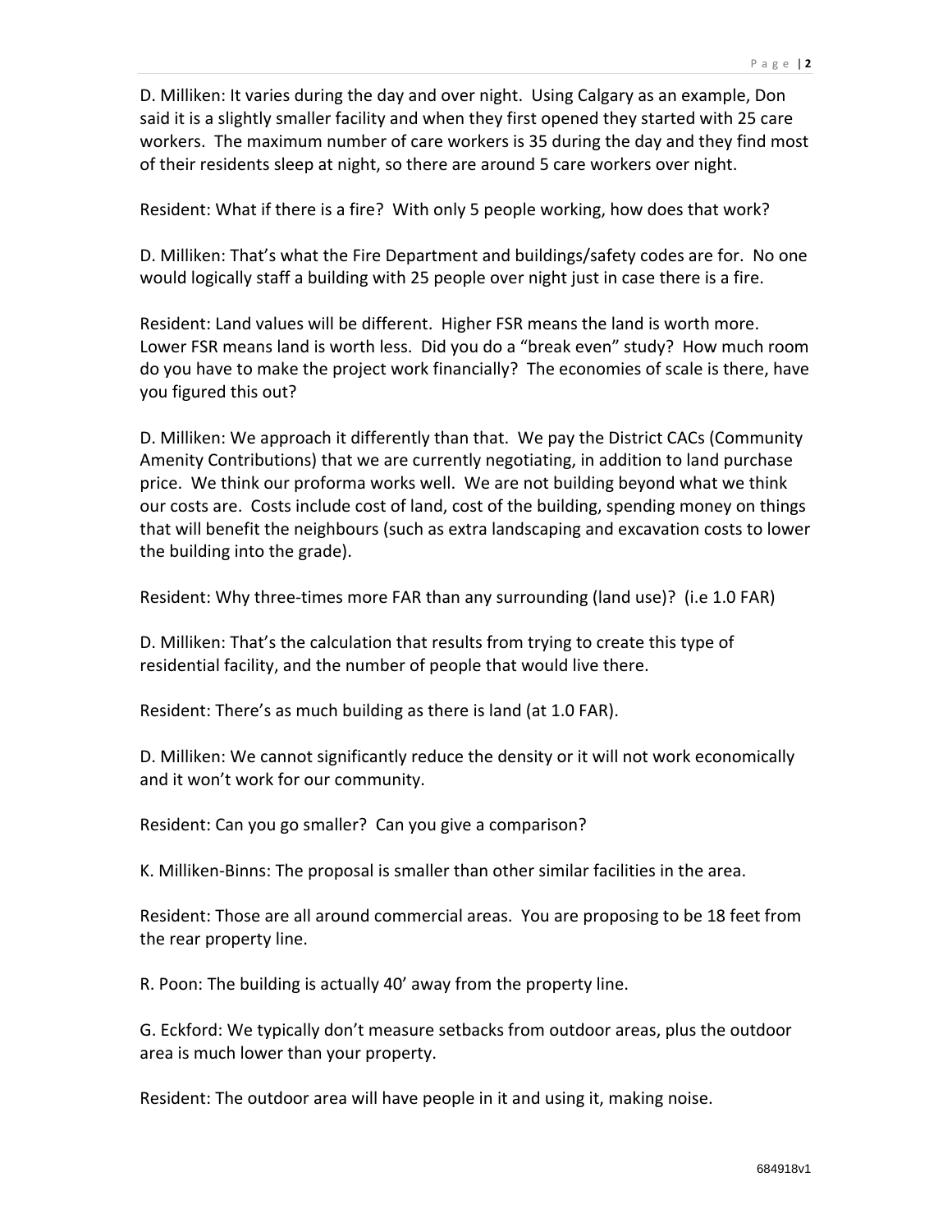D. Milliken: It varies during the day and over night. Using Calgary as an example, Don said it is a slightly smaller facility and when they first opened they started with 25 care workers. The maximum number of care workers is 35 during the day and they find most of their residents sleep at night, so there are around 5 care workers over night.

Resident: What if there is a fire? With only 5 people working, how does that work?

D. Milliken: That's what the Fire Department and buildings/safety codes are for. No one would logically staff a building with 25 people over night just in case there is a fire.

Resident: Land values will be different. Higher FSR means the land is worth more. Lower FSR means land is worth less. Did you do a "break even" study? How much room do you have to make the project work financially? The economies of scale is there, have you figured this out?

D. Milliken: We approach it differently than that. We pay the District CACs (Community Amenity Contributions) that we are currently negotiating, in addition to land purchase price. We think our proforma works well. We are not building beyond what we think our costs are. Costs include cost of land, cost of the building, spending money on things that will benefit the neighbours (such as extra landscaping and excavation costs to lower the building into the grade).

Resident: Why three-times more FAR than any surrounding (land use)? (i.e 1.0 FAR)

D. Milliken: That's the calculation that results from trying to create this type of residential facility, and the number of people that would live there.

Resident: There's as much building as there is land (at 1.0 FAR).

D. Milliken: We cannot significantly reduce the density or it will not work economically and it won't work for our community.

Resident: Can you go smaller? Can you give a comparison?

K. Milliken-Binns: The proposal is smaller than other similar facilities in the area.

Resident: Those are all around commercial areas. You are proposing to be 18 feet from the rear property line.

R. Poon: The building is actually 40' away from the property line.

G. Eckford: We typically don't measure setbacks from outdoor areas, plus the outdoor area is much lower than your property.

Resident: The outdoor area will have people in it and using it, making noise.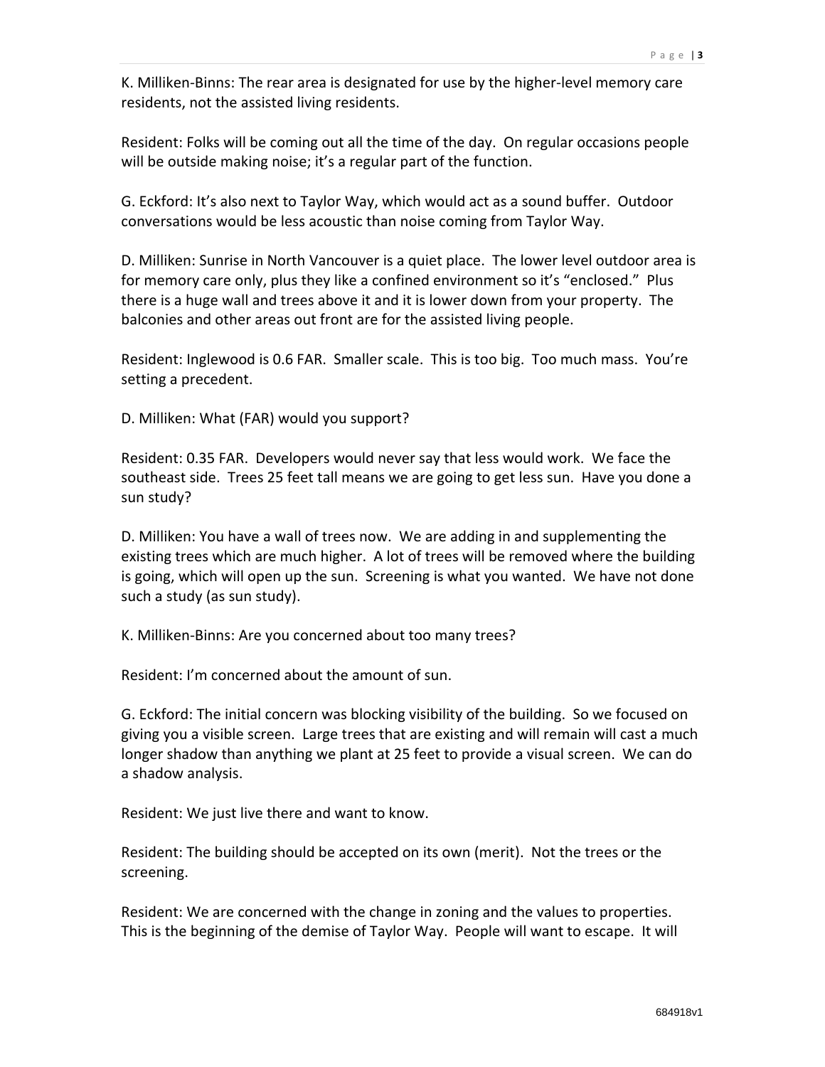K. Milliken-Binns: The rear area is designated for use by the higher-level memory care residents, not the assisted living residents.

Resident: Folks will be coming out all the time of the day. On regular occasions people will be outside making noise; it's a regular part of the function.

G. Eckford: It's also next to Taylor Way, which would act as a sound buffer. Outdoor conversations would be less acoustic than noise coming from Taylor Way.

D. Milliken: Sunrise in North Vancouver is a quiet place. The lower level outdoor area is for memory care only, plus they like a confined environment so it's "enclosed." Plus there is a huge wall and trees above it and it is lower down from your property. The balconies and other areas out front are for the assisted living people.

Resident: Inglewood is 0.6 FAR. Smaller scale. This is too big. Too much mass. You're setting a precedent.

D. Milliken: What (FAR) would you support?

Resident: 0.35 FAR. Developers would never say that less would work. We face the southeast side. Trees 25 feet tall means we are going to get less sun. Have you done a sun study?

D. Milliken: You have a wall of trees now. We are adding in and supplementing the existing trees which are much higher. A lot of trees will be removed where the building is going, which will open up the sun. Screening is what you wanted. We have not done such a study (as sun study).

K. Milliken-Binns: Are you concerned about too many trees?

Resident: I'm concerned about the amount of sun.

G. Eckford: The initial concern was blocking visibility of the building. So we focused on giving you a visible screen. Large trees that are existing and will remain will cast a much longer shadow than anything we plant at 25 feet to provide a visual screen. We can do a shadow analysis.

Resident: We just live there and want to know.

Resident: The building should be accepted on its own (merit). Not the trees or the screening.

Resident: We are concerned with the change in zoning and the values to properties. This is the beginning of the demise of Taylor Way. People will want to escape. It will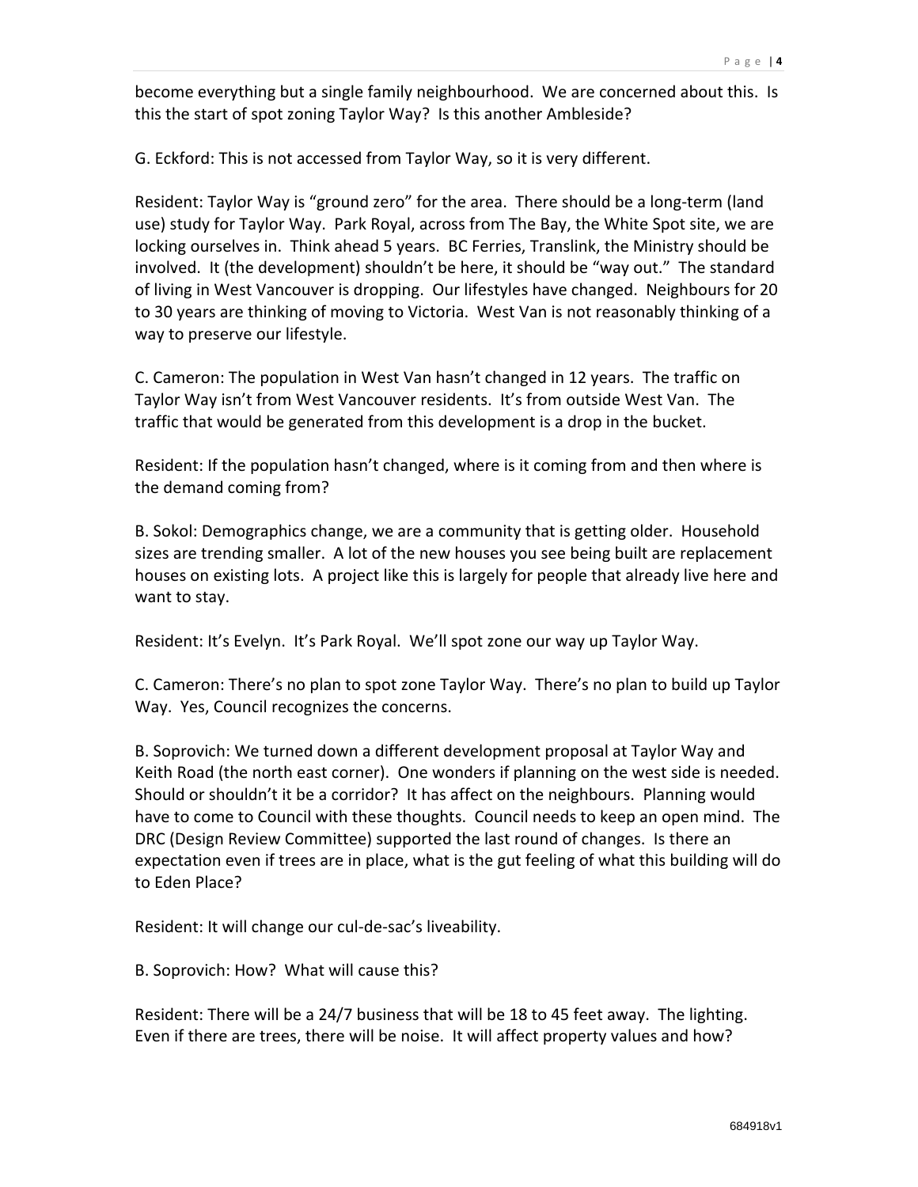become everything but a single family neighbourhood. We are concerned about this. Is this the start of spot zoning Taylor Way? Is this another Ambleside?

G. Eckford: This is not accessed from Taylor Way, so it is very different.

Resident: Taylor Way is "ground zero" for the area. There should be a long-term (land use) study for Taylor Way. Park Royal, across from The Bay, the White Spot site, we are locking ourselves in. Think ahead 5 years. BC Ferries, Translink, the Ministry should be involved. It (the development) shouldn't be here, it should be "way out." The standard of living in West Vancouver is dropping. Our lifestyles have changed. Neighbours for 20 to 30 years are thinking of moving to Victoria. West Van is not reasonably thinking of a way to preserve our lifestyle.

C. Cameron: The population in West Van hasn't changed in 12 years. The traffic on Taylor Way isn't from West Vancouver residents. It's from outside West Van. The traffic that would be generated from this development is a drop in the bucket.

Resident: If the population hasn't changed, where is it coming from and then where is the demand coming from?

B. Sokol: Demographics change, we are a community that is getting older. Household sizes are trending smaller. A lot of the new houses you see being built are replacement houses on existing lots. A project like this is largely for people that already live here and want to stay.

Resident: It's Evelyn. It's Park Royal. We'll spot zone our way up Taylor Way.

C. Cameron: There's no plan to spot zone Taylor Way. There's no plan to build up Taylor Way. Yes, Council recognizes the concerns.

B. Soprovich: We turned down a different development proposal at Taylor Way and Keith Road (the north east corner). One wonders if planning on the west side is needed. Should or shouldn't it be a corridor? It has affect on the neighbours. Planning would have to come to Council with these thoughts. Council needs to keep an open mind. The DRC (Design Review Committee) supported the last round of changes. Is there an expectation even if trees are in place, what is the gut feeling of what this building will do to Eden Place?

Resident: It will change our cul-de-sac's liveability.

B. Soprovich: How? What will cause this?

Resident: There will be a 24/7 business that will be 18 to 45 feet away. The lighting. Even if there are trees, there will be noise. It will affect property values and how?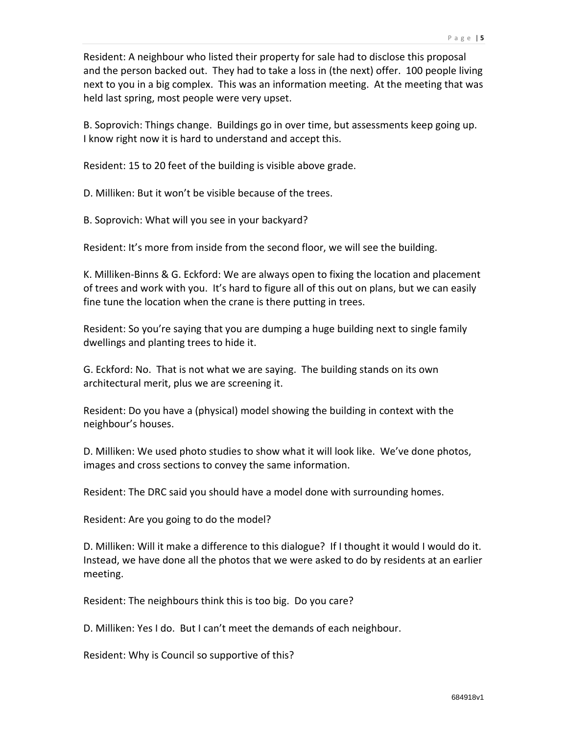Resident: A neighbour who listed their property for sale had to disclose this proposal and the person backed out. They had to take a loss in (the next) offer. 100 people living next to you in a big complex. This was an information meeting. At the meeting that was held last spring, most people were very upset.

B. Soprovich: Things change. Buildings go in over time, but assessments keep going up. I know right now it is hard to understand and accept this.

Resident: 15 to 20 feet of the building is visible above grade.

D. Milliken: But it won't be visible because of the trees.

B. Soprovich: What will you see in your backyard?

Resident: It's more from inside from the second floor, we will see the building.

K. Milliken-Binns & G. Eckford: We are always open to fixing the location and placement of trees and work with you. It's hard to figure all of this out on plans, but we can easily fine tune the location when the crane is there putting in trees.

Resident: So you're saying that you are dumping a huge building next to single family dwellings and planting trees to hide it.

G. Eckford: No. That is not what we are saying. The building stands on its own architectural merit, plus we are screening it.

Resident: Do you have a (physical) model showing the building in context with the neighbour's houses.

D. Milliken: We used photo studies to show what it will look like. We've done photos, images and cross sections to convey the same information.

Resident: The DRC said you should have a model done with surrounding homes.

Resident: Are you going to do the model?

D. Milliken: Will it make a difference to this dialogue? If I thought it would I would do it. Instead, we have done all the photos that we were asked to do by residents at an earlier meeting.

Resident: The neighbours think this is too big. Do you care?

D. Milliken: Yes I do. But I can't meet the demands of each neighbour.

Resident: Why is Council so supportive of this?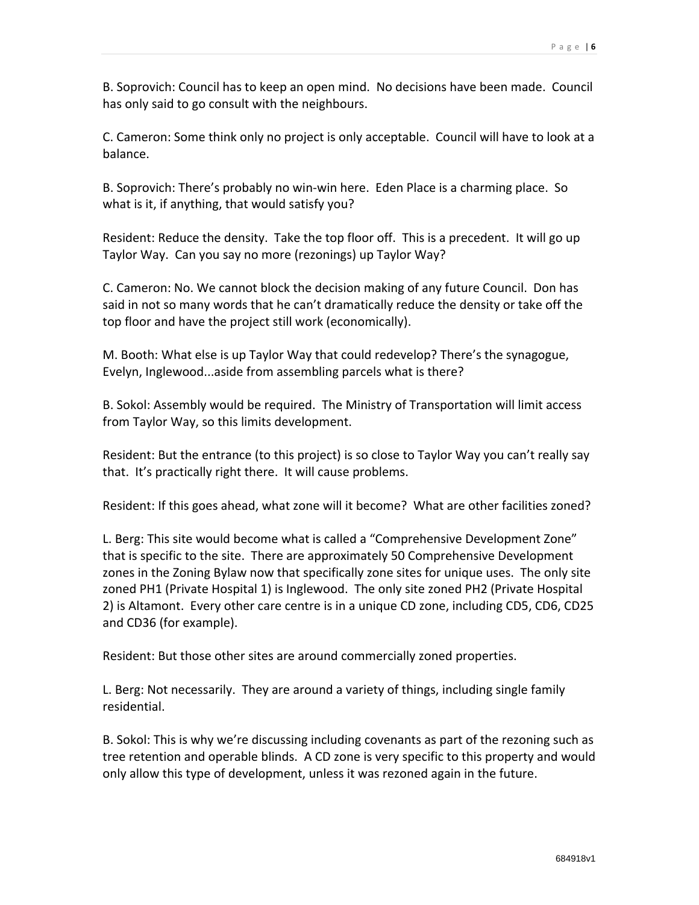B. Soprovich: Council has to keep an open mind. No decisions have been made. Council has only said to go consult with the neighbours.

C. Cameron: Some think only no project is only acceptable. Council will have to look at a balance.

B. Soprovich: There's probably no win-win here. Eden Place is a charming place. So what is it, if anything, that would satisfy you?

Resident: Reduce the density. Take the top floor off. This is a precedent. It will go up Taylor Way. Can you say no more (rezonings) up Taylor Way?

C. Cameron: No. We cannot block the decision making of any future Council. Don has said in not so many words that he can't dramatically reduce the density or take off the top floor and have the project still work (economically).

M. Booth: What else is up Taylor Way that could redevelop? There's the synagogue, Evelyn, Inglewood...aside from assembling parcels what is there?

B. Sokol: Assembly would be required. The Ministry of Transportation will limit access from Taylor Way, so this limits development.

Resident: But the entrance (to this project) is so close to Taylor Way you can't really say that. It's practically right there. It will cause problems.

Resident: If this goes ahead, what zone will it become? What are other facilities zoned?

L. Berg: This site would become what is called a "Comprehensive Development Zone" that is specific to the site. There are approximately 50 Comprehensive Development zones in the Zoning Bylaw now that specifically zone sites for unique uses. The only site zoned PH1 (Private Hospital 1) is Inglewood. The only site zoned PH2 (Private Hospital 2) is Altamont. Every other care centre is in a unique CD zone, including CD5, CD6, CD25 and CD36 (for example).

Resident: But those other sites are around commercially zoned properties.

L. Berg: Not necessarily. They are around a variety of things, including single family residential.

B. Sokol: This is why we're discussing including covenants as part of the rezoning such as tree retention and operable blinds. A CD zone is very specific to this property and would only allow this type of development, unless it was rezoned again in the future.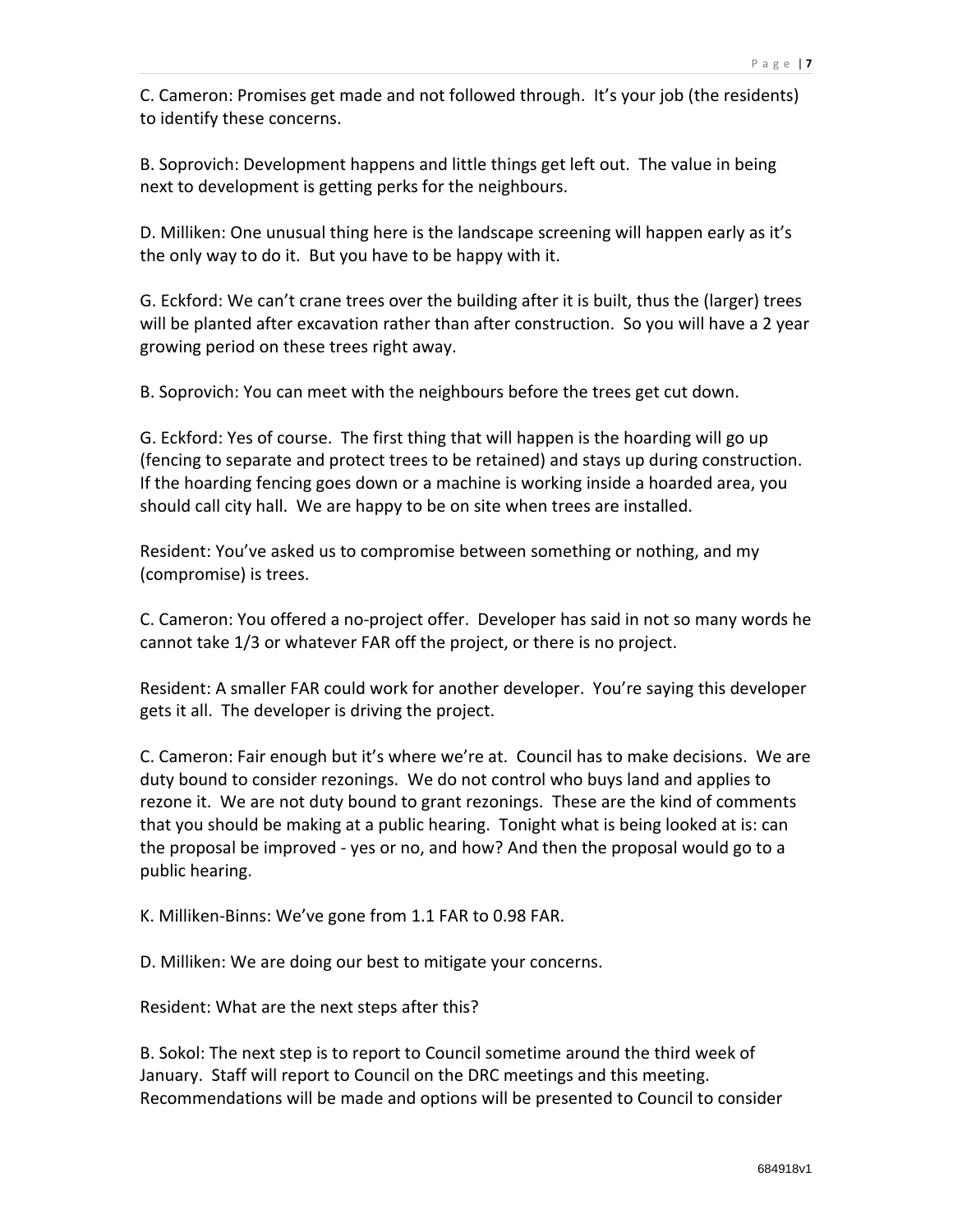C. Cameron: Promises get made and not followed through. It's your job (the residents) to identify these concerns.

B. Soprovich: Development happens and little things get left out. The value in being next to development is getting perks for the neighbours.

D. Milliken: One unusual thing here is the landscape screening will happen early as it's the only way to do it. But you have to be happy with it.

G. Eckford: We can't crane trees over the building after it is built, thus the (larger) trees will be planted after excavation rather than after construction. So you will have a 2 year growing period on these trees right away.

B. Soprovich: You can meet with the neighbours before the trees get cut down.

G. Eckford: Yes of course. The first thing that will happen is the hoarding will go up (fencing to separate and protect trees to be retained) and stays up during construction. If the hoarding fencing goes down or a machine is working inside a hoarded area, you should call city hall. We are happy to be on site when trees are installed.

Resident: You've asked us to compromise between something or nothing, and my (compromise) is trees.

C. Cameron: You offered a no-project offer. Developer has said in not so many words he cannot take 1/3 or whatever FAR off the project, or there is no project.

Resident: A smaller FAR could work for another developer. You're saying this developer gets it all. The developer is driving the project.

C. Cameron: Fair enough but it's where we're at. Council has to make decisions. We are duty bound to consider rezonings. We do not control who buys land and applies to rezone it. We are not duty bound to grant rezonings. These are the kind of comments that you should be making at a public hearing. Tonight what is being looked at is: can the proposal be improved - yes or no, and how? And then the proposal would go to a public hearing.

K. Milliken-Binns: We've gone from 1.1 FAR to 0.98 FAR.

D. Milliken: We are doing our best to mitigate your concerns.

Resident: What are the next steps after this?

B. Sokol: The next step is to report to Council sometime around the third week of January. Staff will report to Council on the DRC meetings and this meeting. Recommendations will be made and options will be presented to Council to consider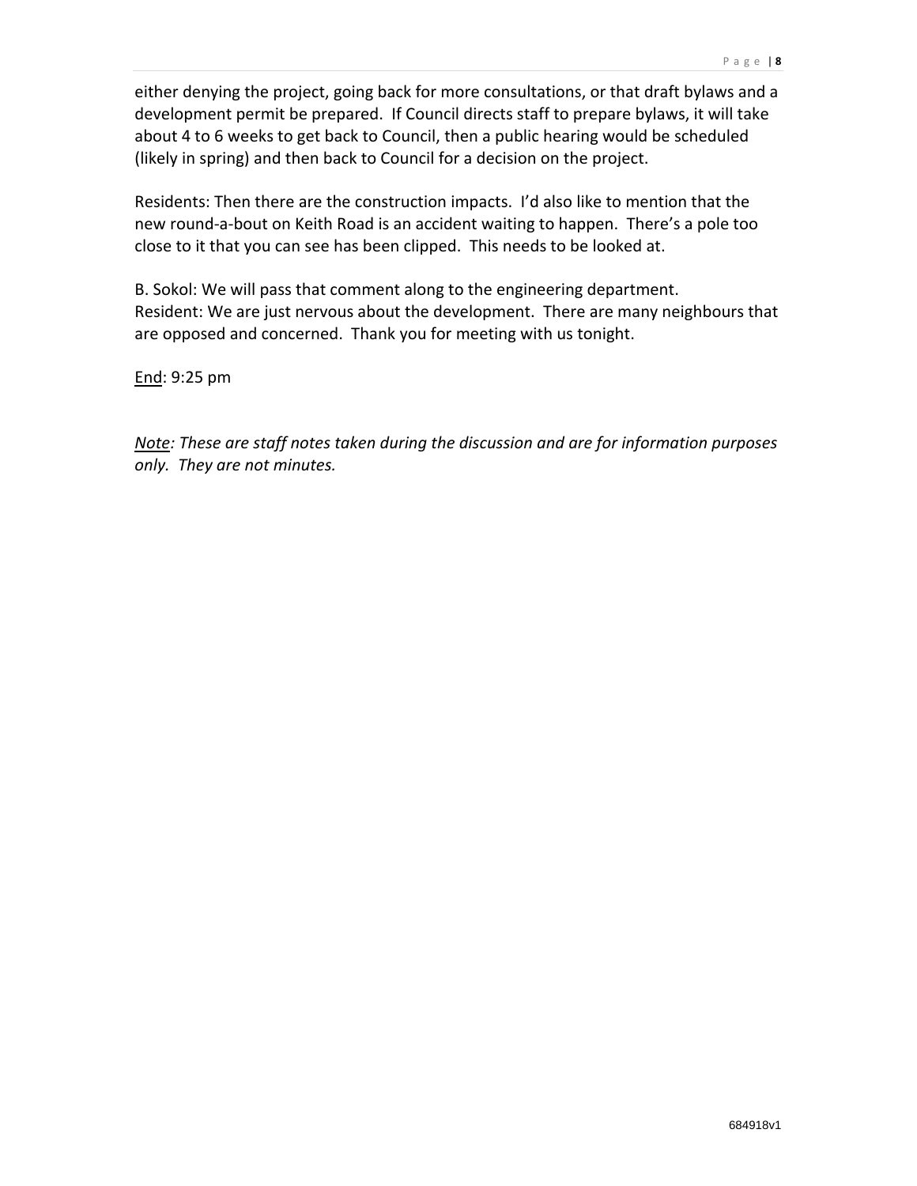either denying the project, going back for more consultations, or that draft bylaws and a development permit be prepared. If Council directs staff to prepare bylaws, it will take about 4 to 6 weeks to get back to Council, then a public hearing would be scheduled (likely in spring) and then back to Council for a decision on the project.

Residents: Then there are the construction impacts. I'd also like to mention that the new round-a-bout on Keith Road is an accident waiting to happen. There's a pole too close to it that you can see has been clipped. This needs to be looked at.

B. Sokol: We will pass that comment along to the engineering department.
Resident: We are just nervous about the development. There are many neighbours that are opposed and concerned. Thank you for meeting with us tonight.

<u>End</u>: 9:25 pm

*<u>Note</u>: These are staff notes taken during the discussion and are for information purposes only. They are not minutes.*

684918v1